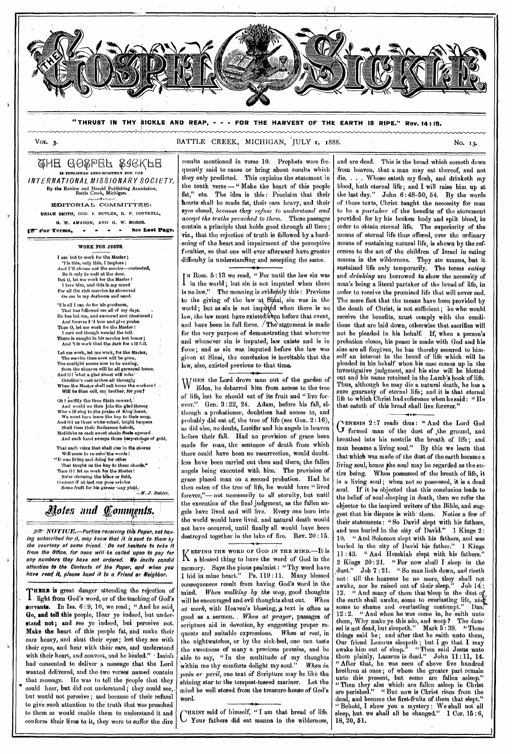# THE GOSPEL SICKLE

"THRUST IN THY SICKLE AND REAP, - - - FOR THE HARVEST OF THE EARTH IS RIPE." Rev. 14:15.

VOL. 3. BATTLE CREEK, MICHIGAN, JULY 1, 1888. No. 13.

## THE GOSPEL SICKLE

IS PUBLISHED SEMI-MONTHLY FOR THE

*INTERNATIONAL MISSIONARY SOCIETY,*

By the Review and Herald Publishing Association, Battle Creek, Michigan.

EDITORIAL COMMITTEE:

URIAH SMITH, GEO. I. BUTLER, R. F. COTTRELL, G. W. AMADON, AND G. W. MORSE.

For Terms, - - - - See Last Page.

### WORK FOR JESUS.

I ASK but to work for the Master;
'Tis this, only this, I implore;
And I'll choose not the service—contented,
Be it only to wait at the door.
But O, let me work for the Master!
I love him, and this is my meed
For all the rich mercies he showered
On me in my darkness and need.

'Tis all I can do for his goodness,
That has followed me all of my days.
He has led me, and succored and chastened;
And forever I'd bow and give praise.
Then O, let me work for the Master!
I care not though menial the toil.
There is naught in his service but honor;
And 'tis work that the dark foe will foil.

Let me work, let me work, for the Master,
The service time soon will be gone,
The sunlight seems now to be waning,
Soon the sheaves will be all garnered home.
And O! what a glad shout will echo
Creation's vast arches all through,
When the Master shall call home the workers!
Will he then call, my brother, for you?

Oh! swiftly the time flieth onward,
And would we then join the glad throng
Who will sing to the praise of King Jesus,
We must here learn the key to their song.
And O! as those white-robed, bright harpers
Shall then their Redeemer behold,
Methinks as each sweet strain floats upward
And each hand sweeps those harp-strings of gold,

That each voice that shall rise in the chorus
Will seem to re-echo the words:
"It was living and doing for other
That taught us the key to these chords."
Then O! let us work for the Master!
Ne'er choosing the labor or field,
Content if at last our poor service
Some fruit for his garner may yield.

—*M. J. Bahler.*

## Notes and Comments.

*NOTICE.—Parties receiving this Paper, not having subscribed for it, may know that it is sent to them by the courtesy of some friend. Do not hesitate to take it from the Office, for none will be called upon to pay for any numbers they have not ordered. We invite candid attention to the Contents of the Paper, and when you have read it, please hand it to a Friend or Neighbor.*

THERE is great danger attending the rejection of light from God's word, or of the teaching of God's servants. In Isa. 6:9, 10, we read; "And he said, Go, and tell this people, Hear ye indeed, but understand not; and see ye indeed, but perceive not. Make the heart of this people fat, and make their ears heavy, and shut their eyes; lest they see with their eyes, and hear with their ears, and understand with their heart, and convert, and be healed." Isaiah had consented to deliver a message that the Lord wanted delivered, and the two verses named contain that message. He was to tell the people that they could hear, but did not understand; they could see, but would not perceive; and because of their refusal to give such attention to the truth that was preached to them as would enable them to understand it and conform their lives to it, they were to suffer the dire results mentioned in verse 10. Prophets were frequently said to cause or bring about results which they only predicted. This explains the statement in the tenth verse—"Make the heart of this people fat," etc. The idea is this: Proclaim that their hearts shall be made fat, their ears heavy, and their eyes closed, *because they refuse to understand and accept the truths preached to them.* These passages contain a principle that holds good through all time; viz., that the rejection of truth is followed by a hardening of the heart and impairment of the perceptive faculties, so that one will ever afterward have greater difficulty in understanding and accepting the same.

IN Rom. 5:13 we read, "For until the law sin was in the world; but sin is not imputed when there is no law." The meaning is evidently this: Previous to the giving of the law at Sinai, sin was in the world; but as sin is not imputed when there is no law, the law must have existed even before that event, and have been in full force. The statement is made for the very purpose of demonstrating that wherever and whenever sin is imputed, law exists and is in force; and as sin was imputed before the law was given at Sinai, the conclusion is inevitable that the law, also, existed previous to that time.

WHEN the Lord drove man out of the garden of Eden, he debarred him from access to the tree of life, lest he should eat of its fruit and "live forever." Gen. 3:22, 24. Adam, before his fall, although a probationer, doubtless had access to, and probably did eat of, the tree of life (see Gen. 2:16), as did also, no doubt, Lucifer and his angels in heaven before their fall. Had no provision of grace been made for man, the sentence of death from which there could have been no resurrection, would doubtless have been carried out then and there, the fallen angels being executed with him. The provision of grace placed man on a second probation. Had he then eaten of the tree of life, he would have "lived forever,"—not necessarily to all eternity, but until the execution of the final judgment, as the fallen angels have lived and will live. Every one born into the world would have lived, and natural death would not have occurred, until finally all would have been destroyed together in the lake of fire. Rev. 20:15.

KEEPING THE WORD OF GOD IN THE MIND.—It is a blessed thing to have the word of God in the memory. Says the pious psalmist: "Thy word have I hid in mine heart." Ps. 119:11. Many blessed consequences result from having God's word in the mind. *When walking by the way,* good thoughts will be encouraged and evil thoughts shut out. *When at work,* with Heaven's blessing, a text is often as good as a sermon. *When at prayer,* passages of scripture aid in devotion, by suggesting proper requests and suitable expressions. *When at rest,* in the nightwatches, or by the sick-bed, one can taste the sweetness of many a precious promise, and be able to say, "In the multitude of my thoughts within me thy comforts delight my soul." *When in pain or peril,* one text of Scripture may be like the shining star to the tempest-tossed mariner. Let the mind be well stored from the treasure-house of God's word.

CHRIST said of himself, "I am that bread of life. Your fathers did eat manna in the wilderness, and are dead. This is the bread which cometh down from heaven, that a man may eat thereof, and not die. . . . Whoso eateth my flesh, and drinketh my blood, hath eternal life; and I will raise him up at the last day." John 6:48-50, 54. By the words of these texts, Christ taught the necessity for man to be a *partaker* of the benefits of the atonement provided for by his broken body and spilt blood, in order to obtain eternal life. The superiority of the means of eternal life thus offered, over the ordinary means of sustaining natural life, is shown by the reference to the act of the children of Israel in eating manna in the wilderness. They ate manna, but it sustained life only temporarily. The terms *eating* and *drinking* are borrowed to show the necessity of man's being a literal partaker of the bread of life, in order to receive the promised life that will never end. The mere fact that the means have been provided by the death of Christ, is not sufficient; he who would receive the benefits, must comply with the conditions that are laid down, otherwise that sacrifice will not be pleaded in his behalf. If, when a person's probation closes, his peace is made with God and his sins are all forgiven, he has thereby secured to himself an interest in the bread of life which will be pleaded in his behalf when his case comes up in the investigative judgment, and his sins will be blotted out and his name retained in the Lamb's book of life. Thus, although he may die a natural death, he has a sure guaranty of eternal life; and it is that eternal life to which Christ had reference when he said: "He that eateth of this bread shall live forever."

GENESIS 2:7 reads thus: "And the Lord God formed man of the dust of the ground, and breathed into his nostrils the breath of life; and man became a living soul." By this we learn that that which was made of the dust of the earth became a living soul, hence the soul may be regarded as the entire being. When possessed of the breath of life, it is a living soul; when not so possessed, it is a dead soul. If it be objected that this conclusion leads to the belief of soul-sleeping in death, then we refer the objector to the inspired writers of the Bible, and suggest that his dispute is with them. Notice a few of their statements: "So David slept with his fathers, and was buried in the city of David." 1 Kings 2:10. "And Solomon slept with his fathers, and was buried in the city of David his father." 1 Kings 11:43. "And Hezekiah slept with his fathers." 2 Kings 20:21. "For now shall I sleep in the dust." Job 7:21. "So man lieth down, and riseth not: till the heavens be no more, they shall not awake, nor be raised out of their sleep." Job 14:12. "And many of them that sleep in the dust of the earth shall awake, some to everlasting life, and some to shame and everlasting contempt." Dan. 12:2. "And when he was come in, he saith unto them, Why make ye this ado, and weep? The damsel is not dead, but sleepeth." Mark 5:39. "These things said he; and after that he saith unto them, Our friend Lazarus sleepeth; but I go that I may awake him out of sleep." "Then said Jesus unto them plainly, Lazarus is dead." John 11:11, 14. "After that, he was seen of above five hundred brethren at once; of whom the greater part remain unto this present, but some are fallen asleep." "Then they also which are fallen asleep in Christ are perished." "But now is Christ risen from the dead, and become the first-fruits of them that slept." "Behold, I show you a mystery: We shall not all sleep, but we shall all be changed." 1 Cor. 15:6, 18, 20, 51.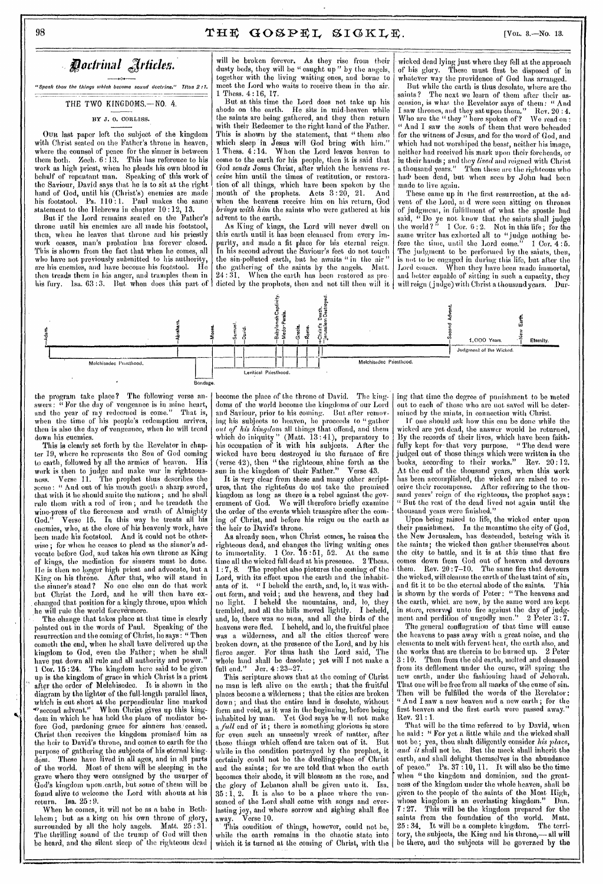# Doctrinal Articles.

*"Speak thou the things which become sound doctrine." Titus 2:1.*

## THE TWO KINGDOMS.—NO. 4.

### BY J. O. CORLISS.

OUR last paper left the subject of the kingdom with Christ seated on the Father's throne in heaven, where the counsel of peace for the sinner is between them both. Zech. 6:13. This has reference to his work as high priest, when he pleads his own blood in behalf of repentant man. Speaking of this work of the Saviour, David says that he is to sit at the right hand of God, until his (Christ's) enemies are made his footstool. Ps. 110:1. Paul makes the same statement to the Hebrews in chapter 10:12, 13.

But if the Lord remains seated on the Father's throne until his enemies are all made his footstool, then, when he leaves that throne and his priestly work ceases, man's probation has forever closed. This is shown from the fact that when he comes, all who have not previously submitted to his authority, are his enemies, and have become his footstool. He then treads them in his anger, and tramples them in his fury. Isa. 63:3. But when does this part of will be broken forever. As they rise from their dusty beds, they will be "caught up" by the angels, together with the living waiting ones, and borne to meet the Lord who waits to receive them in the air. 1 Thess. 4:16, 17.

But at this time the Lord does not take up his abode on the earth. He sits in mid-heaven while the saints are being gathered, and they then return with their Redeemer to the right hand of the Father. This is shown by the statement, that "them also which sleep in Jesus will God bring with him." 1 Thess. 4:14. When the Lord leaves heaven to come to the earth for his people, then it is said that God *sends* Jesus Christ, after which the heavens *receive* him until the times of restitution, or restoration of all things, which have been spoken by the mouth of the prophets. Acts 3:20, 21. And when the heavens receive him on his return, God *brings with him* the saints who were gathered at his advent to the earth.

As King of kings, the Lord will never dwell on this earth until it has been cleansed from every impurity, and made a fit place for his eternal reign. In his second advent the Saviour's feet do not touch the sin-polluted earth, but he awaits "in the air" the gathering of the saints by the angels. Matt. 24:31. When the earth has been restored as predicted by the prophets, then and not till then will it wicked dead lying just where they fell at the approach of his glory. These must first be disposed of in whatever way the providence of God has arranged.

But while the earth is thus desolate, where are the saints? The next we learn of them after their ascension, is what the Revelator says of them: "And I saw thrones, and they sat upon them." Rev. 20:4. Who are the "they" here spoken of? We read on: "And I saw the souls of them that were beheaded for the witness of Jesus, and for the word of God, and which had not worshiped the beast, neither his image, neither had received his mark upon their foreheads, or in their hands; and they *lived* and reigned with Christ a thousand years." Then these are the righteous who had been dead, but when seen by John had been made to live again.

These came up in the first resurrection, at the advent of the Lord, and were seen sitting on thrones of judgment, in fulfillment of what the apostle had said, "Do ye not know that the saints shall judge the world?" 1 Cor. 6:2. Not in this life; for the same writer has exhorted all to "judge nothing before the time, until the Lord come." 1 Cor. 4:5. The judgment to be performed by the saints, then, is not to be engaged in during this life, but after the Lord comes. When they have been made immortal, and better capable of sitting in such a capacity, they will reign (judge) with Christ a thousand years. During that time the degree of punishment to be meted out to each of those who are not saved will be determined by the saints, in connection with Christ.

[Diagram: timeline with labels — Adam, Abraham, Moses, Samuel, David, Babylonish Captivity, Medo-Persia, Grecia, Rome, Christ's Death, Jerusalem Destroyed, Second Advent, 1,000 Years, New Earth, Eternity; below: Melchisedec Priesthood, Bondage, Levitical Priesthood, Melchisedec Priesthood, Judgment of the Wicked.]

the program take place? The following verse answers: "For the day of vengeance is in mine heart, and the year of my redeemed is come." That is, when the time of his people's redemption arrives, then is also the day of vengeance, when he will tread down his enemies.

This is clearly set forth by the Revelator in chapter 19, where he represents the Son of God coming to earth, followed by all the armies of heaven. His work is then to judge and make war in righteousness. Verse 11. The prophet thus describes the scene: "And out of his mouth goeth a sharp sword, that with it he should smite the nations; and he shall rule them with a rod of iron; and he treadeth the wine-press of the fierceness and wrath of Almighty God." Verse 15. In this way he treats all his enemies, who, at the close of his heavenly work, have been made his footstool. And it could not be otherwise; for when he ceases to plead as the sinner's advocate before God, and takes his own throne as King of kings, the mediation for sinners must be done. He is then no longer high priest and advocate, but a King on his throne. After that, who will stand in the sinner's stead? No one else can do that work but Christ the Lord, and he will then have exchanged that position for a kingly throne, upon which he will rule the world forevermore.

The change that takes place at that time is clearly pointed out in the words of Paul. Speaking of the resurrection and the coming of Christ, he says: "Then cometh the end, when he shall have delivered up the kingdom to God, even the Father; when he shall have put down all rule and all authority and power." 1 Cor. 15:24. The kingdom here said to be given up is the kingdom of grace in which Christ is a priest after the order of Melchisedec. It is shown in the diagram by the lighter of the full-length parallel lines, which is cut short at the perpendicular line marked "second advent." When Christ gives up this kingdom in which he has held the place of mediator before God, pardoning grace for sinners has ceased. Christ then receives the kingdom promised him as the heir to David's throne, and comes to earth for the purpose of gathering the subjects of his eternal kingdom. These have lived in all ages, and in all parts of the world. Most of them will be sleeping in the grave where they were consigned by the usurper of God's kingdom upon earth, but some of them will be found alive to welcome the Lord with shouts at his return. Isa. 25:9.

When he comes, it will not be as a babe in Bethlehem; but as a king on his own throne of glory, surrounded by all the holy angels. Matt. 25:31. The thrilling sound of the trump of God will then be heard, and the silent sleep of the righteous dead become the place of the throne of David. The kingdoms of the world become the kingdoms of our Lord and Saviour, prior to his coming. But after removing his subjects to heaven, he proceeds to "gather *out of his kingdom* all things that offend, and them which do iniquity" (Matt. 13:41), preparatory to his occupation of it with his subjects. After the wicked have been destroyed in the furnace of fire (verse 42), then "the righteous shine forth as the sun in the kingdom of their Father." Verse 43.

It is very clear from these and many other scriptures, that the righteous do not take the promised kingdom as long as there is a rebel against the government of God. We will therefore briefly examine the order of the events which transpire after the coming of Christ, and before his reign on the earth as the heir to David's throne.

As already seen, when Christ comes, he raises the righteous dead, and changes the living waiting ones to immortality. 1 Cor. 15:51, 52. At the same time all the wicked fall dead at his presence. 2 Thess. 1:7, 8. The prophet also pictures the coming of the Lord, with its effect upon the earth and the inhabitants of it. "I beheld the earth, and, lo, it was without form, and void; and the heavens, and they had no light. I beheld the mountains, and, lo, they trembled, and all the hills moved lightly. I beheld, and, lo, there was *no man*, and all the birds of the heavens were fled. I beheld, and lo, the fruitful place was a wilderness, and all the cities thereof were broken down, at the presence of the Lord, and by his fierce anger. For thus hath the Lord said, The whole land shall be desolate; yet will I not make a full end." Jer. 4:23–27.

This scripture shows that at the coming of Christ no man is left alive on the earth; that the fruitful places become a wilderness; that the cities are broken down; and that the entire land is desolate, without form and void, as it was in the beginning, before being inhabited by man. Yet God says he will not make a *full* end of it; there is something glorious in store for even such an unseemly wreck of matter, after those things which offend are taken out of it. But while in the condition portrayed by the prophet, it certainly could not be the dwelling-place of Christ and the saints; for we are told that when the earth becomes their abode, it will blossom as the rose, and the glory of Lebanon shall be given unto it. Isa. 35:1, 2. It is also to be a place where the ransomed of the Lord shall come with songs and everlasting joy, and where sorrow and sighing shall flee away. Verse 10.

This condition of things, however, could not be, while the earth remains in the chaotic state into which it is turned at the coming of Christ, with the

If one should ask how this can be done while the wicked are yet dead, the answer would be returned, By the records of their lives, which have been faithfully kept for that very purpose. "The dead were judged out of those things which were written in the books, according to their works." Rev. 20:12. At the end of the thousand years, when this work has been accomplished, the wicked are raised to receive their recompense. After referring to the thousand years' reign of the righteous, the prophet says: "But the rest of the dead lived not again until the thousand years were finished."

Upon being raised to life, the wicked enter upon their punishment. In the meantime the city of God, the New Jerusalem, has descended, bearing with it the saints; the wicked then gather themselves about the city to battle, and it is at this time that fire comes down from God out of heaven and devours them. Rev. 20:7–10. The same fire that devours the wicked, will cleanse the earth of the last taint of sin, and fit it to be the eternal abode of the saints. This is shown by the words of Peter: "The heavens and the earth, which are now, by the same word are kept in store, reserved unto fire against the day of judgment and perdition of ungodly men." 2 Peter 3:7.

The general conflagration of that time will cause the heavens to pass away with a great noise, and the elements to melt with fervent heat, the earth also, and the works that are therein to be burned up. 2 Peter 3:10. Then from the old earth, melted and cleansed from its defilement under the curse, will spring the new earth, under the fashioning hand of Jehovah. That one will be free from all marks of the curse of sin. Then will be fulfilled the words of the Revelator: "And I saw a new heaven and a new earth; for the first heaven and the first earth were passed away." Rev. 21:1.

That will be the time referred to by David, when he said: "For yet a little while and the wicked shall not be; yea, thou shalt diligently consider *his place*, *and it* shall not be. But the meek shall inherit the earth, and shall delight themselves in the abundance of peace." Ps. 37:10, 11. It will also be the time when "the kingdom and dominion, and the greatness of the kingdom under the whole heaven, shall be given to the people of the saints of the Most High, whose kingdom is an everlasting kingdom." Dan. 7:27. This will be the kingdom prepared for the saints from the foundation of the world. Matt. 25:34. It will be a complete kingdom. The territory, the subjects, the King and his throne,— all will be there, and the subjects will be governed by the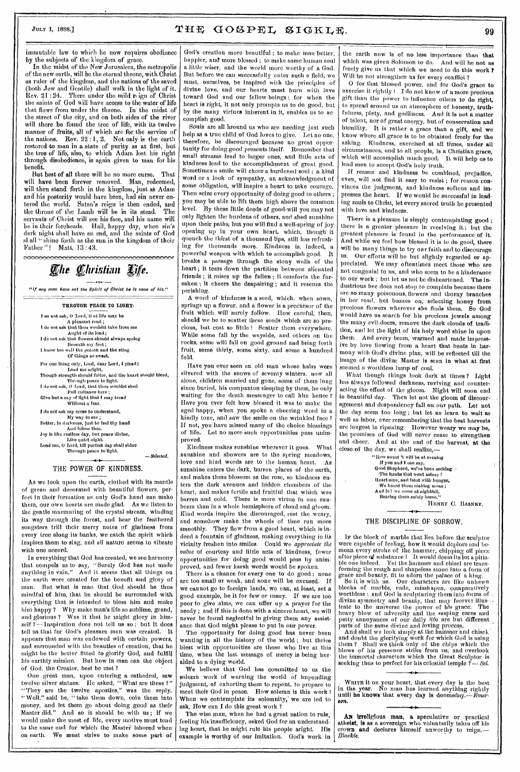immutable law to which he now requires obedience by the subjects of the kingdom of grace.

In the midst of the New Jerusalem, the metropolis of the new earth, will be the eternal throne, with Christ as ruler of the kingdom, and the nations of the saved (both Jew and Gentile) shall walk in the light of it. Rev. 21:24. There under the mild reign of Christ the saints of God will have access to the water of life that flows from under the throne. In the midst of the street of the city, and on both sides of the river will there be found the tree of life, with its twelve manner of fruits, all of which are for the service of the nations. Rev. 22:1, 2. Not only is the earth restored to man in a state of purity as at first, but the tree of life, also, to which Adam lost his right through disobedience, is again given to man for his benefit.

But best of all there will be no more curse. That will have been forever removed. Man, redeemed, will then stand forth in the kingdom, just as Adam and his posterity would have been, had sin never entered the world. Satan's reign is then ended, and the throne of the Lamb will be in its stead. The servants of Christ will see his face, and his name will be in their foreheads. Hail, happy day, when sin's dark night shall have an end, and the saints of God shall "shine forth as the sun in the kingdom of their Father"! Matt. 13:43.

# The Christian Life.

*"If any man have not the Spirit of Christ he is none of his."*

### THROUGH PEACE TO LIGHT.

I do not ask, O Lord, that life may be
A pleasant road;
I do not ask that thou wouldst take from me
Aught of its load;
I do not ask that flowers should always spring
Beneath my feet;
I know too well the poison and the sting
Of things so sweet.

For one thing only, Lord, dear Lord, I plead:
Lead me aright,
Though strength should falter, and the heart should bleed,
Through peace to light.
I do not ask, O Lord, that thou wouldst shed
Full radiance here;
Give but a ray of light that I may tread
Without a fear.

I do not ask my cross to understand,
My way to see;
Better, in darkness, just to feel thy hand
And follow thee.
Joy is like restless day, but peace divine,
Like quiet night.
Lead me, O Lord, till perfect day shall shine
Through peace to light.

— *Selected.*

## THE POWER OF KINDNESS.

As we look upon the earth, clothed with its mantle of green and decorated with beautiful flowers, perfect in their formation as only God's hand can make them, our own hearts are made glad. As we listen to the gentle murmuring of the crystal stream, winding its way through the forest, and hear the feathered songsters trill their merry notes of gladness from every tree along its banks, we catch the spirit which inspires them to sing, and all nature seems to vibrate with one accord.

In everything that God has created, we see harmony that compels us to say, "Surely God has not made anything in vain." And it seems that all things on the earth were created for the benefit and glory of man. But what is man that God should be thus mindful of him, that he should be surrounded with everything that is intended to bless him and make him happy? Why make man's life so sublime, grand, and glorious? Was it that he might glory in himself?—Inspiration does not tell us so; but it does tell us that for God's pleasure man was created. It appears that man was endowed with certain powers, and surrounded with the beauties of creation, that he might be the better fitted to glorify God, and fulfill his earthly mission. But how in man can the object of God, the Creator, best be met?

One great man, upon entering a cathedral, saw twelve silver statues. He asked, "What are these?" "They are the twelve apostles," was the reply. "Well," said he, "take them down, coin them into money, and let them go about doing good as their Master did." And so it should be with us; if we would make the most of life, every motive must tend to the same end for which the Master labored when on earth. We must strive to make some part of God's creation more beautiful; to make man better, happier, and more blessed; to make some human soul a little wiser, and the world more worthy of a God. But before we can successfully enter such a field, we must, ourselves, be inspired with the principles of divine love, and our hearts must burn with love toward God and our fellow-beings: for when the heart is right, it not only prompts us to do good, but by the many virtues inherent in it, enables us to accomplish good.

Souls are all around us who are needing just such help as a true child of God loves to give. Let no one, therefore, be discouraged because no great opportunity for doing good presents itself. Remember that small streams lead to larger ones, and little acts of kindness lead to the accomplishment of great good. Sometimes a smile will cheer a burdened soul; a kind word or a look of sympathy, an acknowledgment of some obligation, will inspire a heart to take courage. Then seize every opportunity of doing good to others; you may be able to lift them high above the common level. By these little deeds of good-will you may not only lighten the burdens of others, and shed sunshine upon their paths, but you will find a well-spring of joy opening up in your own heart, which, though it quench the thirst of a thousand lips, still has refreshing for thousands more. Kindness is, indeed, a powerful weapon with which to accomplish good. It breaks a passage through the stony walls of the heart; it tears down the partition between alienated friends; it raises up the fallen; it comforts the forsaken; it cheers the despairing; and it rescues the perishing.

A word of kindness is a seed, which, when sown, springs up a flower, and a flower is a precursor of the fruit which will surely follow. How careful, then, should we be to scatter these seeds which are so precious, but cost so little! Scatter them everywhere. While some fall by the wayside, and others on the rocks, some will fall on good ground and bring forth fruit, some thirty, some sixty, and some a hundred fold.

Have you ever seen an old man whose hairs were silvered with the snows of seventy winters, now all alone, children married and gone, some of them long since buried, his companion sleeping by them, he only waiting for the death messenger to call him hence? Have you ever felt how blessed it was to make the aged happy, when you spoke a cheering word in a kindly tone, and saw the smile on the wrinkled face? If not, you have missed many of the choice blessings of life. Let no more such opportunities pass unimproved.

Kindness makes sunshine wherever it goes. What sunshine and showers are to the spring meadows, love and kind words are to the human heart. As sunshine enters the dark, barren places of the earth, and makes them blossom as the rose, so kindness enters the dark avenues and hidden chambers of the heart, and makes fertile and fruitful that which was barren and cold. There is more virtue in one sunbeam than in a whole hemisphere of cloud and gloom. Kind words inspire the discouraged, rest the weary, and somehow make the wheels of time run more smoothly. They flow from a good heart, which is indeed a fountain of gladness, making everything in its vicinity freshen into smiles. Could we *appreciate the value* of courtesy and little acts of kindness, fewer opportunities for doing good would pass by unimproved, and fewer harsh words would be spoken.

There is a chance for every one to do good; none are too small or weak, and none will be excused. If we cannot go to foreign lands, we can, at least, set a good example, be it for few or many. If we are too poor to give alms, we can offer up a prayer for the needy; and if this is done with a sincere heart, we will never be found neglectful in giving them any assistance that God might please to put in our power.

The opportunity for doing good has never been wanting in all the history of the world; but thrice blest with opportunities are those who live at this time, when the last message of mercy is being heralded to a dying world.

We believe that God has committed to us the solemn work of warning the world of impending judgment, of exhorting them to repent, to prepare to meet their God in peace. How solemn is this work! When we contemplate its solemnity, we are led to ask, How can I do this great work?

The wise man, when he had a great nation to rule, feeling his insufficiency, asked God for an understanding heart, that he might rule his people aright. His example is worthy of our imitation. God's work in the earth now is of no less importance than that which was given Solomon to do. And will he not as freely give us that which we need to do this work? Will he not strengthen us for every conflict?

O for that blessed power, and for God's grace to exercise it rightly! I do not know of a more precious gift than the power to influence others to do right, to spread around us an atmosphere of honesty, truthfulness, piety, and godliness. And it is not a matter of talent, nor of great energy, but of consecration and humility. It is rather a grace than a gift, and we know where all grace is to be obtained freely for the asking. Kindness, exercised at all times, under all circumstances, and to all people, is a Christian grace, which will accomplish much good. It will help us to lead men to accept God's holy truth.

If reason and kindness be combined, prejudice, even, will not find it easy to resist; for reason convinces the judgment, and kindness softens and impresses the heart. If we would be successful in leading souls to Christ, let every sacred truth be presented with love and kindness.

There is a pleasure in simply contemplating good; there is a greater pleasure in receiving it; but the greatest pleasure is found in the performance of it. And while we feel how blessed it is to do good, there will be many things to try our faith and to discourage us. Our efforts will be but slightly regarded or appreciated. We may oftentimes meet those who are not congenial to us, and who seem to be a hinderance to our work; but let us not be disheartened. The industrious bee does not stop to complain because there are so many poisonous flowers and thorny branches in her road, but buzzes on, selecting honey from precious flowers wherever she finds them. So God would have us search for his precious jewels among the many evil-doers, remove the dark clouds of tradition, and let the light of his holy word shine in upon them. And every beam, warmed and made impressive by love flowing from a heart that beats in harmony with God's divine plan, will be reflected till the image of the divine Master is seen in what at first seemed a worthless lump of coal.

What though things look dark at times? Light has always followed darkness, reviving and counteracting the effect of the gloom. Night will soon end in beautiful day. Then let not the gloom of discouragement and despondency fall on our path. Let not the day seem too long; but let us learn to wait as well as labor, ever remembering that the best harvests are longest in ripening. However weary we may be, the promises of God will never cease to strengthen and cheer. And at the end of the harvest, at the close of the day, we shall realize,—

"How sweet 't will be at evening
If you and I can say,
Good Shepherd, we've been seeking
The lambs that went astray!
Heart-sore, and faint with hunger,
We heard them making moan;
And lo! we come at nightfall,
Bearing them safely home."

HENRY C. BASNEY.

## THE DISCIPLINE OF SORROW.

If the block of marble that lies before the sculptor were capable of feeling, how it would deplore and bemoan every stroke of the hammer, chipping off piece after piece of substance! It would deem its lot a pitiable one indeed. Yet the hammer and chisel are transforming the rough and shapeless stone into a form of grace and beauty, fit to adorn the palace of a king.

So it is with us. Our characters are like unhewn blocks of marble, rude, misshapen, comparatively worthless; and God is sculpturing them into forms of divine symmetry and beauty, that may forever illustrate to the universe the power of his grace. The heavy blow of adversity and the rasping cares and petty annoyances of our daily life are but different parts of the same divine and loving process.

And shall we look simply at the hammer and chisel, and doubt the glorifying work for which God is using them? Shall we think only of the chips which the blows of his presence strike from us, and overlook the immortal characters which the Great Sculptor is seeking thus to perfect for his celestial temple? — *Sel.*

---

WRITE it on your heart, that every day is the best in the year. No man has learned anything rightly until he knows that every day is doomsday.—*Emerson.*

---

AN irreligious man, a speculative or practical atheist, is as a sovereign who voluntarily takes off his crown and declares himself unworthy to reign.—*Blackie.*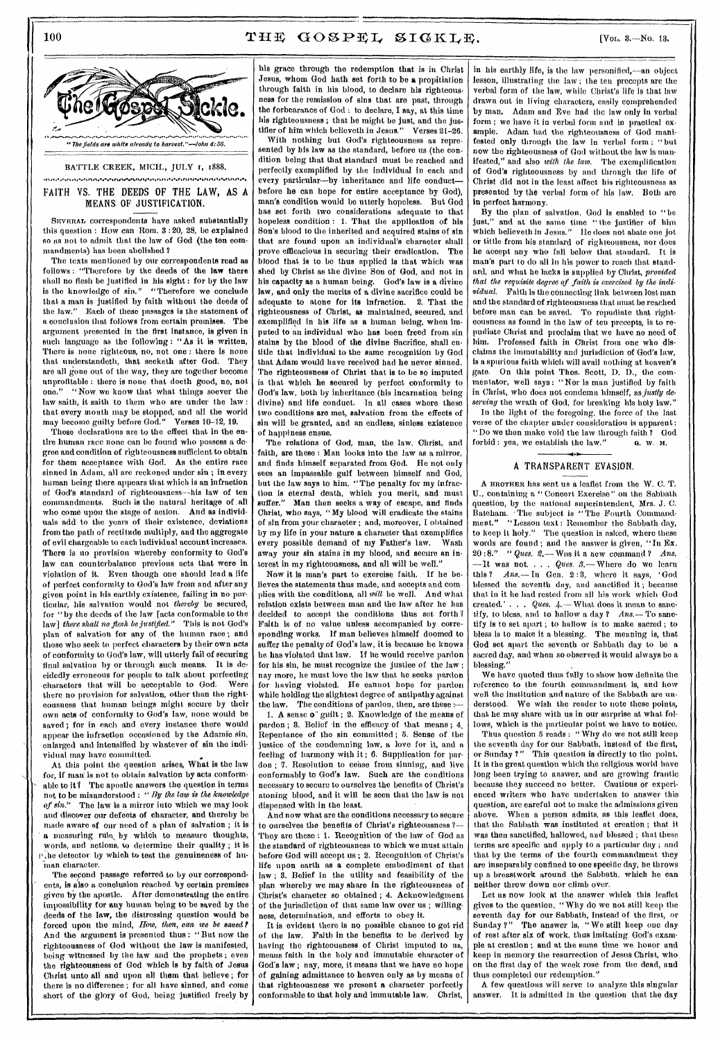"The fields are white already to harvest."—John 4:35.

BATTLE CREEK, MICH., JULY 1, 1888.

## FAITH VS. THE DEEDS OF THE LAW, AS A MEANS OF JUSTIFICATION.

SEVERAL correspondents have asked substantially this question: How can Rom. 3:20, 28, be explained so as not to admit that the law of God (the ten commandments) has been abolished?

The texts mentioned by our correspondents read as follows: "Therefore by the deeds of the law there shall no flesh be justified in his sight: for by the law is the knowledge of sin." "Therefore we conclude that a man is justified by faith without the deeds of the law." Each of these passages is the statement of a conclusion that follows from certain premises. The argument presented in the first instance, is given in such language as the following: "As it is written, There is none righteous, no, not one: there is none that understandeth, there is none that seeketh after God. They are all gone out of the way, they are together become unprofitable: there is none that doeth good, no, not one." "Now we know that what things soever the law saith, it saith to them who are under the law: that every mouth may be stopped, and all the world may become guilty before God." Verses 10–12, 19.

These declarations are to the effect that in the entire human race none can be found who possess a degree and condition of righteousness sufficient to obtain for them acceptance with God. As the entire race sinned in Adam, all are reckoned under sin; in every human being there appears that which is an infraction of God's standard of righteousness—his law of ten commandments. Such is the natural heritage of all who come upon the stage of action. And as individuals add to the years of their existence, deviations from the path of rectitude multiply, and the aggregate of evil chargeable to each individual account increases. There is no provision whereby conformity to God's law can counterbalance previous acts that were in violation of it. Even though one should lead a life of perfect conformity to God's law from and after any given point in his earthly existence, failing in no particular, his salvation would not *thereby* be secured, for "by the deeds of the law [acts conformable to the law] *there shall no flesh be justified*." This is not God's plan of salvation for any of the human race; and those who seek to perfect characters by their own acts of conformity to God's law, will utterly fail of securing final salvation by or through such means. It is decidedly erroneous for people to talk about perfecting characters that will be acceptable to God. Were there no provision for salvation, other than the righteousness that human beings might secure by their own acts of conformity to God's law, none would be saved; for in each and every instance there would appear the infraction occasioned by the Adamic sin, enlarged and intensified by whatever of sin the individual may have committed.

At this point the question arises, What is the law for, if man is not to obtain salvation by acts conformable to it? The apostle answers the question in terms not to be misunderstood: "*By the law is the knowledge of sin.*" The law is a mirror into which we may look and discover our defects of character, and thereby be made aware of our need of a plan of salvation; it is a measuring rule by which to measure thoughts, words, and actions, to determine their quality; it is the detector by which to test the genuineness of human character.

The second passage referred to by our correspondents, is also a conclusion reached by certain premises given by the apostle. After demonstrating the entire impossibility for any human being to be saved by the deeds of the law, the distressing question would be forced upon the mind, *How, then, can we be saved?* And the argument is presented thus: "But now the righteousness of God without the law is manifested, being witnessed by the law and the prophets; even the righteousness of God which is by faith of Jesus Christ unto all and upon all them that believe; for there is no difference; for all have sinned, and come short of the glory of God, being justified freely by his grace through the redemption that is in Christ Jesus, whom God hath set forth to be a propitiation through faith in his blood, to declare his righteousness for the remission of sins that are past, through the forbearance of God: to declare, I say, at this time his righteousness; that he might be just, and the justifier of him which believeth in Jesus." Verses 21–26.

With nothing but God's righteousness as represented by his law as the standard, before us (the condition being that that standard must be reached and perfectly exemplified by the individual in each and every particular—by inheritance and life conduct—before he can hope for entire acceptance by God), man's condition would be utterly hopeless. But God has set forth two considerations adequate to that hopeless condition: 1. That the application of his Son's blood to the inherited and acquired stains of sin that are found upon an individual's character shall prove efficacious in securing their eradication. The blood that is to be thus applied is that which was shed by Christ as the divine Son of God, and not in his capacity as a human being. God's law is a divine law, and only the merits of a divine sacrifice could be adequate to atone for its infraction. 2. That the righteousness of Christ, as maintained, secured, and exemplified in his life as a human being, when imputed to an individual who has been freed from sin stains by the blood of the divine Sacrifice, shall entitle that individual to the same recognition by God that Adam would have received had he never sinned. The righteousness of Christ that is to be so imputed is that which he secured by perfect conformity to God's law, both by inheritance (his incarnation being divine) and life conduct. In all cases where these two conditions are met, salvation from the effects of sin will be granted, and an endless, sinless existence of happiness ensue.

The relations of God, man, the law, Christ, and faith, are these: Man looks into the law as a mirror, and finds himself separated from God. He not only sees an impassable gulf between himself and God, but the law says to him, "The penalty for my infraction is eternal death, which you merit, and must suffer." Man then seeks a way of escape, and finds Christ, who says, "My blood will eradicate the stains of sin from your character; and, moreover, I obtained by my life in your nature a character that exemplifies every possible demand of my Father's law. Wash away your sin stains in my blood, and secure an interest in my righteousness, and all will be well."

Now it is man's part to exercise faith. If he believes the statements thus made, and accepts and complies with the conditions, all *will* be well. And what relation exists between man and the law after he has decided to accept the conditions thus set forth? Faith is of no value unless accompanied by corresponding works. If man believes himself doomed to suffer the penalty of God's law, it is because he knows he has violated that law. If he would receive pardon for his sin, he must recognize the justice of the law; nay more, he must love the law that he seeks pardon for having violated. He cannot hope for pardon while holding the slightest degree of antipathy against the law. The conditions of pardon, then, are these:—

1. A sense of guilt; 2. Knowledge of the means of pardon; 3. Belief in the efficacy of that means; 4. Repentance of the sin committed; 5. Sense of the justice of the condemning law, a love for it, and a feeling of harmony with it; 6. Supplication for pardon; 7. Resolution to cease from sinning, and live conformably to God's law. Such are the conditions necessary to secure to ourselves the benefits of Christ's atoning blood, and it will be seen that the law is not dispensed with in the least.

And now what are the conditions necessary to secure to ourselves the benefits of Christ's righteousness?—They are these: 1. Recognition of the law of God as the standard of righteousness to which we must attain before God will accept us; 2. Recognition of Christ's life upon earth as a complete embodiment of that law; 3. Belief in the utility and feasibility of the plan whereby we may share in the righteousness of Christ's character so obtained; 4. Acknowledgment of the jurisdiction of that same law over us; willingness, determination, and efforts to obey it.

It is evident there is no possible chance to get rid of the law. Faith in the benefits to be derived by having the righteousness of Christ imputed to us, means faith in the holy and immutable character of God's law; nay, more, it means that we have no hope of gaining admittance to heaven only as by means of that righteousness we present a character perfectly conformable to that holy and immutable law. Christ, in his earthly life, is the law personified,—an object lesson, illustrating the law; the ten precepts are the verbal form of the law, while Christ's life is that law drawn out in living characters, easily comprehended by man. Adam and Eve had the law only in verbal form; we have it in verbal form and in practical example. Adam had the righteousness of God manifested only through the law in verbal form; "but now the righteousness of God without the law is manifested," and also *with the law*. The exemplification of God's righteousness by and through the life of Christ did not in the least affect his righteousness as presented by the verbal form of his law. Both are in perfect harmony.

By the plan of salvation, God is enabled to "be just," and at the same time "the justifier of him which believeth in Jesus." He does not abate one jot or tittle from his standard of righteousness, nor does he accept any who fall below that standard. It is man's part to do all in his power to reach that standard, and what he lacks is supplied by Christ, *provided that the requisite degree of faith is exercised by the individual.* Faith is the connecting link between lost man and the standard of righteousness that must be reached before man can be saved. To repudiate that righteousness as found in the law of ten precepts, is to repudiate Christ and proclaim that we have no need of him. Professed faith in Christ from one who disclaims the immutability and jurisdiction of God's law, is a spurious faith which will avail nothing at heaven's gate. On this point Thos. Scott, D. D., the commentator, well says: "Nor is man justified by faith in Christ, who does not condemn himself, as *justly deserving* the wrath of God, for breaking his holy law."

In the light of the foregoing, the force of the last verse of the chapter under consideration is apparent: "Do we then make void the law through faith? God forbid: yea, we establish the law." G. W. M.

## A TRANSPARENT EVASION.

A BROTHER has sent us a leaflet from the W. C. T. U., containing a "Concert Exercise" on the Sabbath question, by the national superintendent, Mrs. J. C. Bateham. The subject is "The Fourth Commandment." "Lesson text: Remember the Sabbath day, to keep it holy." The question is asked, where these words are found; and the answer is given, "In Ex. 20:8." "*Ques. 2.*—Was it a new command? *Ans.*—It was not. . . . *Ques. 3.*—Where do we learn this? *Ans.*—In Gen. 2:3, where it says, 'God blessed the seventh day, and sanctified it; because that in it he had rested from all his work which God created.' . . . *Ques. 4.*—What does it mean to sanctify, to bless, and to hallow a day? *Ans.*—To sanctify is to set apart; to hallow is to make sacred; to bless is to make it a blessing. The meaning is, that God set apart the seventh or Sabbath day to be a sacred day, and when so observed it would always be a blessing."

We have quoted thus fully to show how definite the reference to the fourth commandment is, and how well the institution and nature of the Sabbath are understood. We wish the reader to note these points, that he may share with us in our surprise at what follows, which is the particular point we have to notice.

Thus question 5 reads: "Why do we not still keep the seventh day for our Sabbath, instead of the first, or Sunday?" This question is directly to the point. It is the great question which the religious world have long been trying to answer, and are growing frantic because they succeed no better. Cautious or experienced writers who have undertaken to answer this question, are careful not to make the admissions given above. When a person admits, as this leaflet does, that the Sabbath was instituted at creation; that it was then sanctified, hallowed, and blessed; that these terms are specific and apply to a particular day; and that by the terms of the fourth commandment they are inseparably confined to one specific day, he throws up a breastwork around the Sabbath, which he can neither throw down nor climb over.

Let us now look at the answer which this leaflet gives to the question, "Why do we not still keep the seventh day for our Sabbath, instead of the first, or Sunday?" The answer is, "We still keep one day of rest after six of work, thus imitating God's example at creation; and at the same time we honor and keep in memory the resurrection of Jesus Christ, who on the first day of the week rose from the dead, and thus completed our redemption."

A few questions will serve to analyze this singular answer. It is admitted in the question that the day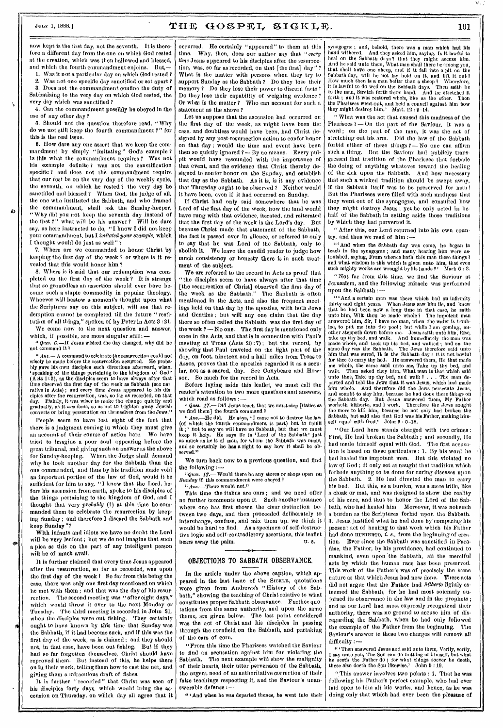now kept is the first day, not the seventh. It is therefore a different day from the one on which God rested at the creation, which was then hallowed and blessed, and which the fourth commandment enjoins. But,—

1. Was it not a particular day on which God rested?
2. Was not one specific day sanctified or set apart?
3. Does not the commandment confine the duty of Sabbatizing to the very day on which God rested, the very day which was sanctified?
4. Can the commandment possibly be obeyed in the use of any other day?
5. Should not the question therefore read, "Why do we not still keep the fourth commandment?" for this is the real issue.
6. How dare any one assert that we keep the commandment by simply "imitating" God's example? Is this what the commandment requires? Was not his example definite? was not the sanctification specific? and does not the commandment require that our rest be on the very day of the weekly cycle, the seventh, on which he rested? the very day he sanctified and blessed? When God, the judge of all, the one who instituted the Sabbath, and who framed the commandment, shall ask the Sunday-keeper, "Why did you not keep the seventh day instead of the first?" what will be his answer? Will he dare say, as here instructed to do, "I know I did not keep your commandment, but I *imitated your example*, which I thought would do just as well"?
7. Where are we commanded to honor Christ by keeping the first day of the week? or where is it revealed that this would honor him?
8. Where is it said that our redemption was completed on the first day of the week? It is strange that so groundless an assertion should ever have become such a staple commodity in popular theology. Whoever will bestow a moment's thought upon what the Scriptures say on this subject, will see that redemption cannot be completed till the future "restitution of all things," spoken of by Peter in Acts 3:21.

We come now to the next question and answer, which, if possible, are more singular still:—

"*Ques. 6.*—If Jesus wished the day changed, why did he not command it?

"*Ans.*—A command to celebrate the resurrection could not wisely be made before the resurrection occurred. He probably gave his own disciples such directions afterward, when, 'speaking of the things pertaining to the kingdom of God' (Acts 1:3), as the disciples seem to have always after that time observed the first day of the week as Sabbath (see narrative in Acts); and every time Jesus appeared to his disciples after the resurrection, was, so far as recorded, on that day. Plainly, it was wiser to make the change quietly and gradually, as it *was* done, so as not to frighten away Jewish converts or bring persecution on themselves from the Jews."

People seem to have lost sight of the fact that there is a judgment coming in which they must give an account of their course of action here. We have tried to imagine a poor soul appearing before the great tribunal, and giving such an answer as the above for Sunday-keeping. When the Judge shall demand why he took another day for the Sabbath than the one commanded, and thus by his tradition made void an important portion of the law of God, would it be sufficient for him to say, "I know that the Lord, before his ascension from earth, spoke to his disciples of the things pertaining to the kingdom of God, and I thought that very *probably* (!) at this time he commanded them to celebrate the resurrection by keeping Sunday; and therefore I discard the Sabbath and keep Sunday"?

With infants and idiots we have no doubt the Lord will be very lenient; but we do not imagine that such a plea as this on the part of any intelligent person will be of much avail.

It is further claimed that every time Jesus appeared after the resurrection, so far as recorded, was upon the first day of the week! So far from this being the case, there was only one first day mentioned on which he met with them; and that was the day of his resurrection. The second meeting was "after eight days," which would throw it over to the next Monday or Tuesday. The third meeting is recorded in John 21, when the disciples were out fishing. They certainly ought to have known by this time that Sunday was the Sabbath, if it had become such, and if this was the first day of the week, as is claimed; and they should not, in that case, have been out fishing. But if they had so far forgotten themselves, Christ should have reproved them. But instead of this, he helps them on in their work, telling them how to cast the net, and giving them a miraculous draft of fishes.

It is further "recorded" that Christ was seen of his disciples forty days, which would bring the ascension on Thursday, on which day all agree that it occurred. He certainly "appeared" to them at this time. Why, then, does our author say that "*every time* Jesus appeared to his disciples after the resurrection, was, so far as recorded, on that [the first] day"? What is the matter with persons when they try to support Sunday as the Sabbath? Do they lose their memory? Do they lose their power to discern facts? Do they lose their capability of weighing evidence? Or what is the matter? Who can account for such a statement as the above?

Let us suppose that the ascension had occurred on the first day of the week, as might have been the case, and doubtless would have been, had Christ designed by any post-resurrection action to confer honor on that day; would the time and event have been then so quietly ignored?—By no means. Every pulpit would have resounded with the importance of that event, and the evidence that Christ thereby designed to confer honor on the Sunday, and establish that day as the Sabbath. As it is, is it any evidence that Thursday ought to be observed? Neither would it have been, even if it had occurred on Sunday.

If Christ had only said somewhere that he was Lord of the first day of the week, how the land would have rung with that evidence, iterated, and reiterated that the first day of the week is the Lord's day. But because Christ made that statement of the Sabbath, the fact is passed over in silence, or referred to only to say that he was Lord of the Sabbath, only to abolish it. We leave the candid reader to judge how much consistency or honesty there is in such treatment of the subject.

We are referred to the record in Acts as proof that "the disciples seem to have always after that time [the resurrection of Christ] observed the first day of the week as the Sabbath." The Sabbath is often mentioned in the Acts, and also the frequent meetings held on that day by the apostles, with both Jews and Gentiles; but will any one claim that the day there so often called the Sabbath, was the first day of the week?—No one. The first day is mentioned only once in the Acts, and that is in connection with Paul's meeting at Troas (Acts 20:7); but the record, by showing that Paul traveled on the light part of the day, on foot, nineteen and a half miles from Troas to Assos, proves that the apostles regarded it as a secular, not as a sacred, day. See Conybeare and Howson. So much for the record in Acts.

Before laying aside this leaflet, we must call the reader's attention to two more questions and answers, which read as follows:—

"*Ques. 17.*—Did Jesus teach that we must *obey* [italics as we find them] the fourth command?

"*Ans.*—He did. He says, 'I came not to destroy the law (of which the fourth commandment is part) but to fulfill it;' not to say we will have no Sabbath, but that we must keep it holy. He says He is 'Lord of the Sabbath' just as much as he is of man, for whom the Sabbath was made, and so certainly he has a right to say how it shall be observed."

We turn back now to a previous question, and find the following:—

"*Ques. 13.*—Would there be any stores or shops open on *Sunday* if this commandment were obeyed?

"*Ans.*—There would not."

This time the italics are ours; and we need offer no further comments upon it. Such another instance where one has first shown the clear distinction between two days, and then proceeded deliberately to interchange, confuse, and mix them up, we think it would be hard to find. As a specimen of self-destructive logic and self-contradictory assertions, this leaflet bears away the palm. U. S.

## OBJECTIONS TO SABBATH OBSERVANCE.

In the article under the above caption, which appeared in the last issue of the SICKLE, quotations were given from Andrews's "History of the Sabbath," showing the teaching of Christ relative to what constitutes proper Sabbath observance. Further quotations from the same authority, and upon the same theme, are given below. The last point considered was the act of Christ and his disciples in passing through the cornfield on the Sabbath, and partaking of the ears of corn.

"From this time the Pharisees watched the Saviour to find an accusation against him for violating the Sabbath. The next example will show the malignity of their hearts, their utter perversion of the Sabbath, the urgent need of an authoritative correction of their false teachings respecting it, and the Saviour's unanswerable defense:—

"'And when he was departed thence, he went into their synagogue; and, behold, there was a man which had his hand withered. And they asked him, saying, Is it lawful to heal on the Sabbath days? that they might accuse him. And he said unto them, What man shall there be among you, that shall have one sheep, and if it fall into a pit on the Sabbath day, will he not lay hold on it, and lift it out? How much then is a man better than a sheep? Wherefore, it is lawful to do well on the Sabbath days. Then saith he to the man, Stretch forth thine hand. And he stretched it forth; and it was restored whole, like as the other. Then the Pharisees went out, and held a council against him how they might destroy him.' Matt. 12:9-14.

"What was the act that caused this madness of the Pharisees?—On the part of the Saviour, it was a word; on the part of the man, it was the act of stretching out his arm. Did the law of the Sabbath forbid either of these things?—No one can affirm such a thing. But the Saviour had publicly transgressed that tradition of the Pharisees that forbade the doing of anything whatever toward the healing of the sick upon the Sabbath. And how necessary that such a wicked tradition should be swept away, if the Sabbath itself was to be preserved for man! But the Pharisees were filled with such madness that they went out of the synagogue, and consulted how they might destroy Jesus; yet he only acted in behalf of the Sabbath in setting aside those traditions by which they had perverted it.

"After this, our Lord returned into his own country, and thus we read of him:—

"'And when the Sabbath day was come, he began to teach in the synagogue; and many hearing him were astonished, saying, From whence hath this man these things? and what wisdom is this which is given unto him, that even such mighty works are wrought by his hands?' Mark 6:2.

"Not far from this time, we find the Saviour at Jerusalem, and the following miracle was performed upon the Sabbath:—

"'And a certain man was there which had an infirmity thirty and eight years. When Jesus saw him lie, and knew that he had been now a long time in that case, he saith unto him, Wilt thou be made whole? The impotent man answered him, Sir, I have no man, when the water is troubled, to put me into the pool; but while I am coming, another steppeth down before me. Jesus saith unto him, Rise, take up thy bed, and walk. And immediately the man was made whole, and took up his bed, and walked; and on the same day was the Sabbath. The Jews therefore said unto him that was cured, It is the Sabbath day: it is not lawful for thee to carry thy bed. He answered them, He that made me whole, the same said unto me, Take up thy bed, and walk. Then asked they him, What man is that which said unto thee, Take up thy bed, and walk? . . . The man departed and told the Jews that it was Jesus, which had made him whole. And therefore did the Jews persecute Jesus, and sought to slay him, because he had done these things on the Sabbath day. But Jesus answered them, My Father worketh hitherto, and I work. Therefore the Jews sought the more to kill him, because he not only had broken the Sabbath, but said also that God was his Father, making himself equal with God.' John 5:5-18.

"Our Lord here stands charged with two crimes: First, He had broken the Sabbath; and secondly, He had made himself equal with God. The first accusation is based on these particulars: 1. By his word he had healed the impotent man. But this violated no law of God; it only set at naught that tradition which forbade anything to be done for curing diseases upon the Sabbath. 2. He had directed the man to carry his bed. But this, as a burden, was a mere trifle, like a cloak or mat, and was designed to show the reality of his cure, and thus to honor the Lord of the Sabbath, who had healed him. Moreover, it was not such a burden as the Scriptures forbid upon the Sabbath. 3. Jesus justified what he had done by comparing his present act of healing to that work which his Father had done HITHERTO, *i. e.*, from the beginning of creation. Ever since the Sabbath was sanctified in Paradise, the Father, by his providence, had continued to mankind, even upon the Sabbath, all the merciful acts by which the human race has been preserved. This work of the Father's was of precisely the same nature as that which Jesus had now done. These acts did not argue that the Father had *hitherto* lightly esteemed the Sabbath, for he had most solemnly enjoined its observance in the law and in the prophets; and as our Lord had most expressly recognized their authority, there was no ground to accuse him of disregarding the Sabbath, when he had only followed the example of the Father from the beginning. The Saviour's answer to these two charges will remove all difficulty:—

"'Then answered Jesus and said unto them, Verily, verily, I say unto you, The Son can do nothing of himself, but what he seeth the Father do; for what things soever he doeth, these also doeth the Son likewise.' John 5:19.

"This answer involves two points: 1. That he was following his Father's perfect example, who had ever laid open to him all his works, and hence, as he was doing only that which had ever been the pleasure of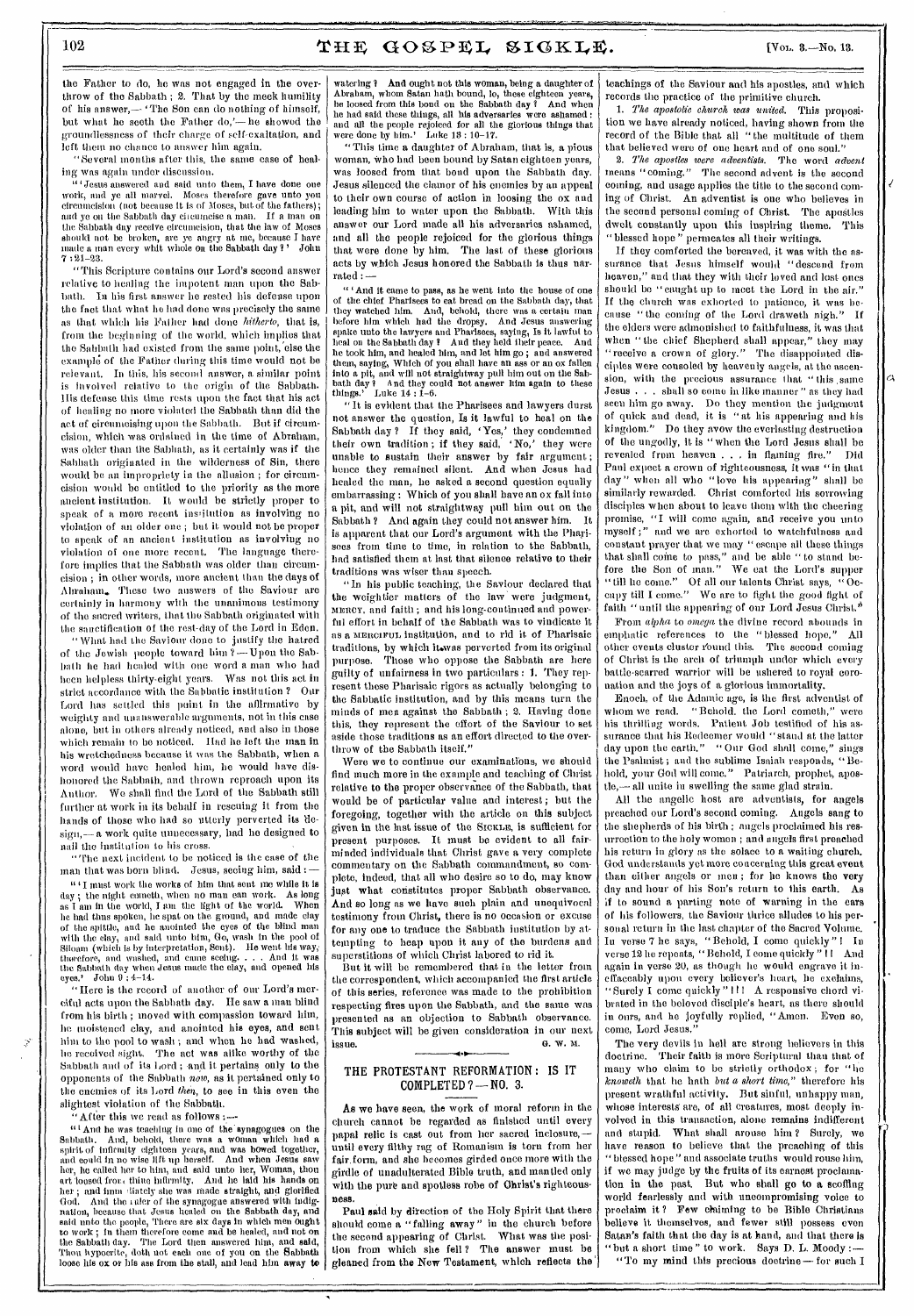the Father to do, he was not engaged in the overthrow of the Sabbath; 2. That by the meek humility of his answer,—'The Son can do nothing of himself, but what he seeth the Father do,'—he showed the groundlessness of their charge of self-exaltation, and left them no chance to answer him again.

"Several months after this, the same case of healing was again under discussion.

"'Jesus answered and said unto them, I have done one work, and ye all marvel. Moses therefore gave unto you circumcision (not because it is of Moses, but of the fathers); and ye on the Sabbath day circumcise a man. If a man on the Sabbath day receive circumcision, that the law of Moses should not be broken, are ye angry at me, because I have made a man every whit whole on the Sabbath day?' John 7:21-23.

"This Scripture contains our Lord's second answer relative to healing the impotent man upon the Sabbath. In his first answer he rested his defense upon the fact that what he had done was precisely the same as that which his Father had done *hitherto*, that is, from the beginning of the world, which implies that the Sabbath had existed from the same point, else the example of the Father during this time would not be relevant. In this, his second answer, a similar point is involved relative to the origin of the Sabbath. His defense this time rests upon the fact that his act of healing no more violated the Sabbath than did the act of circumcising upon the Sabbath. But if circumcision, which was ordained in the time of Abraham, was older than the Sabbath, as it certainly was if the Sabbath originated in the wilderness of Sin, there would be an impropriety in the allusion; for circumcision would be entitled to the priority as the more ancient institution. It would be strictly proper to speak of a more recent institution as involving no violation of an older one; but it would not be proper to speak of an ancient institution as involving no violation of one more recent. The language therefore implies that the Sabbath was older than circumcision; in other words, more ancient than the days of Abraham. These two answers of the Saviour are certainly in harmony with the unanimous testimony of the sacred writers, that the Sabbath originated with the sanctification of the rest-day of the Lord in Eden.

"What had the Saviour done to justify the hatred of the Jewish people toward him?—Upon the Sabbath he had healed with one word a man who had been helpless thirty-eight years. Was not this act in strict accordance with the Sabbatic institution? Our Lord has settled this point in the affirmative by weighty and unanswerable arguments, not in this case alone, but in others already noticed, and also in those which remain to be noticed. Had he left the man in his wretchedness because it was the Sabbath, when a word would have healed him, he would have dishonored the Sabbath, and thrown reproach upon its Author. We shall find the Lord of the Sabbath still further at work in its behalf in rescuing it from the hands of those who had so utterly perverted its design,—a work quite unnecessary, had he designed to nail the institution to his cross.

"The next incident to be noticed is the case of the man that was born blind. Jesus, seeing him, said:—

"'I must work the works of him that sent me while it is day; the night cometh, when no man can work. As long as I am in the world, I am the light of the world. When he had thus spoken, he spat on the ground, and made clay of the spittle, and he anointed the eyes of the blind man with the clay, and said unto him, Go, wash in the pool of Siloam (which is by interpretation, Sent). He went his way, therefore, and washed, and came seeing. . . . And it was the Sabbath day when Jesus made the clay, and opened his eyes.' John 9:4-14.

"Here is the record of another of our Lord's merciful acts upon the Sabbath day. He saw a man blind from his birth; moved with compassion toward him, he moistened clay, and anointed his eyes, and sent him to the pool to wash; and when he had washed, he received sight. The act was alike worthy of the Sabbath and of its Lord; and it pertains only to the opponents of the Sabbath *now*, as it pertained only to the enemies of its Lord *then*, to see in this even the slightest violation of the Sabbath.

"After this we read as follows:—

"'And he was teaching in one of the synagogues on the Sabbath. And, behold, there was a woman which had a spirit of infirmity eighteen years, and was bowed together, and could in no wise lift up herself. And when Jesus saw her, he called her to him, and said unto her, Woman, thou art loosed from thine infirmity. And he laid his hands on her; and immediately she was made straight, and glorified God. And the ruler of the synagogue answered with indignation, because that Jesus healed on the Sabbath day, and said unto the people, There are six days in which men ought to work; in them therefore come and be healed, and not on the Sabbath day. The Lord then answered him, and said, Thou hypocrite, doth not each one of you on the Sabbath loose his ox or his ass from the stall, and lead him away to watering? And ought not this woman, being a daughter of Abraham, whom Satan hath bound, lo, these eighteen years, be loosed from this bond on the Sabbath day? And when he had said these things, all his adversaries were ashamed; and all the people rejoiced for all the glorious things that were done by him.' Luke 13:10-17.

"This time a daughter of Abraham, that is, a pious woman, who had been bound by Satan eighteen years, was loosed from that bond upon the Sabbath day. Jesus silenced the clamor of his enemies by an appeal to their own course of action in loosing the ox and leading him to water upon the Sabbath. With this answer our Lord made all his adversaries ashamed, and all the people rejoiced for the glorious things that were done by him. The last of these glorious acts by which Jesus honored the Sabbath is thus narrated:—

"'And it came to pass, as he went into the house of one of the chief Pharisees to eat bread on the Sabbath day, that they watched him. And, behold, there was a certain man before him which had the dropsy. And Jesus answering spake unto the lawyers and Pharisees, saying, Is it lawful to heal on the Sabbath day? And they held their peace. And he took him, and healed him, and let him go; and answered them, saying, Which of you shall have an ass or an ox fallen into a pit, and will not straightway pull him out on the Sabbath day? And they could not answer him again to these things.' Luke 14:1-6.

"It is evident that the Pharisees and lawyers durst not answer the question, Is it lawful to heal on the Sabbath day? If they said, 'Yes,' they condemned their own tradition; if they said, 'No,' they were unable to sustain their answer by fair argument; hence they remained silent. And when Jesus had healed the man, he asked a second question equally embarrassing: Which of you shall have an ox fall into a pit, and will not straightway pull him out on the Sabbath? And again they could not answer him. It is apparent that our Lord's argument with the Pharisees from time to time, in relation to the Sabbath, had satisfied them at last that silence relative to their traditions was wiser than speech.

"In his public teaching, the Saviour declared that the weightier matters of the law were judgment, MERCY, and faith; and his long-continued and powerful effort in behalf of the Sabbath was to vindicate it as a MERCIFUL institution, and to rid it of Pharisaic traditions, by which it was perverted from its original purpose. Those who oppose the Sabbath are here guilty of unfairness in two particulars: 1. They represent those Pharisaic rigors as actually belonging to the Sabbatic institution, and by this means turn the minds of men against the Sabbath; 2. Having done this, they represent the effort of the Saviour to set aside those traditions as an effort directed to the overthrow of the Sabbath itself."

Were we to continue our examinations, we should find much more in the example and teaching of Christ relative to the proper observance of the Sabbath, that would be of particular value and interest; but the foregoing, together with the article on this subject given in the last issue of the SICKLE, is sufficient for present purposes. It must be evident to all fair-minded individuals that Christ gave a very complete commentary on the Sabbath commandment, so complete, indeed, that all who desire so to do, may know just what constitutes proper Sabbath observance. And so long as we have such plain and unequivocal testimony from Christ, there is no occasion or excuse for any one to traduce the Sabbath institution by attempting to heap upon it any of the burdens and superstitions of which Christ labored to rid it.

But it will be remembered that in the letter from the correspondent, which accompanied the first article of this series, reference was made to the prohibition respecting fires upon the Sabbath, and the same was presented as an objection to Sabbath observance. This subject will be given consideration in our next issue.

G. W. M.

## THE PROTESTANT REFORMATION: IS IT COMPLETED?—NO. 3.

As we have seen, the work of moral reform in the church cannot be regarded as finished until every papal relic is cast out from her sacred inclosure,—until every filthy rag of Romanism is torn from her fair form, and she becomes girded once more with the girdle of unadulterated Bible truth, and mantled only with the pure and spotless robe of Christ's righteousness.

Paul said by direction of the Holy Spirit that there should come a "falling away" in the church before the second appearing of Christ. What was the position from which she fell? The answer must be gleaned from the New Testament, which reflects the teachings of the Saviour and his apostles, and which records the practice of the primitive church.

1. *The apostolic church was united.* This proposition we have already noticed, having shown from the record of the Bible that all "the multitude of them that believed were of one heart and of one soul."

2. *The apostles were adventists.* The word *advent* means "coming." The second advent is the second coming, and usage applies the title to the second coming of Christ. An adventist is one who believes in the second personal coming of Christ. The apostles dwelt constantly upon this inspiring theme. This "blessed hope" permeates all their writings.

If they comforted the bereaved, it was with the assurance that Jesus himself would "descend from heaven," and that they with their loved and lost ones should be "caught up to meet the Lord in the air." If the church was exhorted to patience, it was because "the coming of the Lord draweth nigh." If the elders were admonished to faithfulness, it was that when "the chief Shepherd shall appear," they may "receive a crown of glory." The disappointed disciples were consoled by heavenly angels, at the ascension, with the precious assurance that "this same Jesus . . . shall so come in like manner" as they had seen him go away. Do they mention the judgment of quick and dead, it is "at his appearing and his kingdom." Do they avow the everlasting destruction of the ungodly, it is "when the Lord Jesus shall be revealed from heaven . . . in flaming fire." Did Paul expect a crown of righteousness, it was "in that day" when all who "love his appearing" shall be similarly rewarded. Christ comforted his sorrowing disciples when about to leave them with the cheering promise, "I will come again, and receive you unto myself;" and we are exhorted to watchfulness and constant prayer that we may "escape all these things that shall come to pass," and be able "to stand before the Son of man." We eat the Lord's supper "till he come." Of all our talents Christ says, "Occupy till I come." We are to fight the good fight of faith "until the appearing of our Lord Jesus Christ."

From *alpha* to *omega* the divine record abounds in emphatic references to the "blessed hope." All other events cluster round this. The second coming of Christ is the arch of triumph under which every battle-scarred warrior will be ushered to royal coronation and the joys of a glorious immortality.

Enoch, of the Adamic age, is the first adventist of whom we read. "Behold, the Lord cometh," were his thrilling words. Patient Job testified of his assurance that his Redeemer would "stand at the latter day upon the earth." "Our God shall come," sings the Psalmist; and the sublime Isaiah responds, "Behold, your God will come." Patriarch, prophet, apostle,—all unite in swelling the same glad strain.

All the angelic host are adventists, for angels preached our Lord's second coming. Angels sang to the shepherds of his birth; angels proclaimed his resurrection to the holy women; and angels first preached his return in glory as the solace to a waiting church. God understands yet more concerning this great event than either angels or men; for he knows the very day and hour of his Son's return to this earth. As if to sound a parting note of warning in the ears of his followers, the Saviour thrice alludes to his personal return in the last chapter of the Sacred Volume. In verse 7 he says, "Behold, I come quickly"! In verse 12 he repeats, "Behold, I come quickly"!! And again in verse 20, as though he would engrave it ineffaceably upon every believer's heart, he exclaims, "Surely I come quickly"!!! A responsive chord vibrated in the beloved disciple's heart, as there should in ours, and he joyfully replied, "Amen. Even so, come, Lord Jesus."

The very devils in hell are strong believers in this doctrine. Their faith is more Scriptural than that of many who claim to be strictly orthodox; for "he *knoweth* that he hath *but a short time*," therefore his present wrathful activity. But sinful, unhappy man, whose interests are, of all creatures, most deeply involved in this transaction, alone remains indifferent and stupid. What shall arouse him? Surely, we have reason to believe that the preaching of this "blessed hope" and associate truths would rouse him, if we may judge by the fruits of its earnest proclamation in the past. But who shall go to a scoffing world fearlessly and with uncompromising voice to proclaim it? Few claiming to be Bible Christians believe it themselves, and fewer still possess even Satan's faith that the day is at hand, and that there is "but a short time" to work. Says D. L. Moody:—

"To my mind this precious doctrine—for such I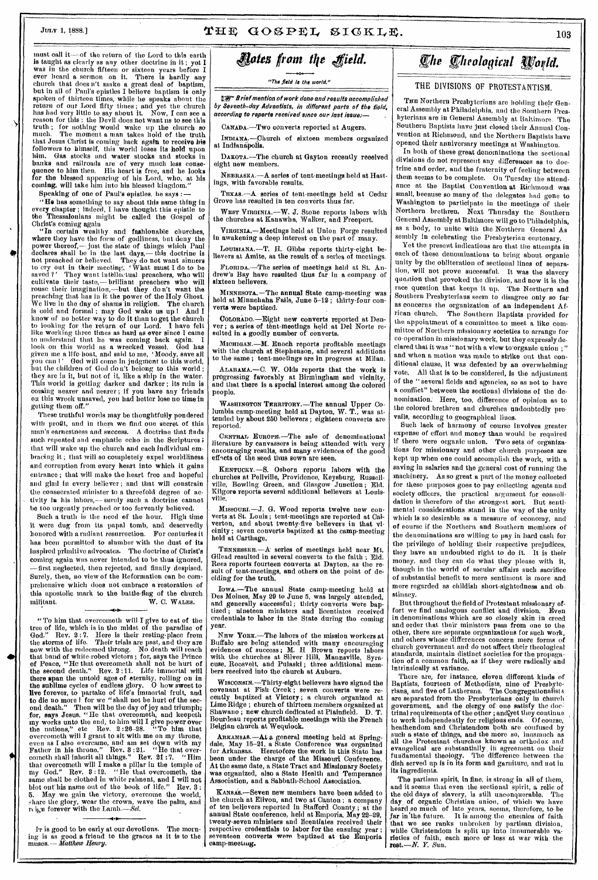must call it — of the return of the Lord to this earth is taught as clearly as any other doctrine in it; yet I was in the church fifteen or sixteen years before I ever heard a sermon on it. There is hardly any church that does n't make a great deal of baptism, but in all of Paul's epistles I believe baptism is only spoken of thirteen times, while he speaks about the return of our Lord fifty times; and yet the church has had very little to say about it. Now, I can see a reason for this: the Devil does not want us to see this truth; for nothing would wake up the church so much. The moment a man takes hold of the truth that Jesus Christ is coming back again to receive his followers to himself, this world loses its hold upon him. Gas stocks and water stocks and stocks in banks and railroads are of very much less consequence to him then. His heart is free, and he looks for the blessed appearing of his Lord, who, at his coming, will take him into his blessed kingdom."

Speaking of one of Paul's epistles, he says: —

"He has something to say about this same thing in every chapter; indeed, I have thought this epistle to the Thessalonians might be called the Gospel of Christ's coming again

"In certain wealthy and fashionable churches, where they have the form of godliness, but deny the power thereof,— just the state of things which Paul declares shall be in the last days,— this doctrine is not preached or believed. They do not want sinners to cry out in their meetings, 'What must I do to be saved?' They want intellectual preachers, who will cultivate their taste,— brilliant preachers who will rouse their imagination,—but they do n't want the preaching that has in it the power of the Holy Ghost. We live in the day of shams in religion. The church is cold and formal; may God wake us up! And I know of no better way to do it than to get the church to looking for the return of our Lord. I have felt like working three times as hard as ever since I came to understand that he was coming back again. I look on this world as a wrecked vessel. God has given me a life-boat, and said to me, 'Moody, save all you can!' God will come in judgment to this world, but the children of God do n't belong to this world; they are in it, but not of it, like a ship in the water. This world is getting darker and darker; its ruin is coming nearer and nearer; if you have any friends on this wreck unsaved, you had better lose no time in getting them off."

These truthful words may be thoughtfully pondered with profit, and in them we find one secret of this man's earnestness and success. A doctrine that finds such repeated and emphatic echo in the Scriptures; that will wake up the church and each individual embracing it; that will so completely expel worldliness and corruption from every heart into which it gains entrance; that will make the heart free and hopeful and glad in every believer; and that will constrain the consecrated minister to a threefold degree of activity in his labors,— surely such a doctrine cannot be too urgently preached or too fervently believed.

Such a truth is the need of the hour. High time it were dug from its papal tomb, and deservedly honored with a radiant resurrection. For centuries it has been permitted to slumber with the dust of its inspired primitive advocates. The doctrine of Christ's coming again was never intended to be thus ignored, — first neglected, then rejected, and finally despised. Surely, then, no view of the Reformation can be comprehensive which does not embrace a restoration of this apostolic mark to the battle-flag of the church militant.

W. C. WALES.

---

"To him that overcometh will I give to eat of the tree of life, which is in the midst of the paradise of God." Rev. 2:7. Here is their resting-place from the storms of life. Their trials are past, and they are now with the redeemed throng. No death will reach that band of white-robed victors; for, says the Prince of Peace, "He that overcometh shall not be hurt of the second death." Rev. 2:11. Life immortal will there span the untold ages of eternity, rolling on in the sublime cycles of endless glory. O how sweet to live forever, to partake of life's immortal fruit, and to die no more! for we "shall not be hurt of the second death." Then will be the day of joy and triumph; for, says Jesus, "He that overcometh, and keepeth my works unto the end, to him will I give power over the nations," etc Rev. 2:26-28. "To him that overcometh will I grant to sit with me on my throne, even as I also overcame, and am set down with my Father in his throne." Rev. 3:21. "He that overcometh shall inherit all things." Rev. 21:7. "Him that overcometh will I make a pillar in the temple of my God." Rev. 3:12. "He that overcometh, the same shall be clothed in white raiment, and I will not blot out his name out of the book of life." Rev. 3:5. May we gain the victory, overcome the world, share the glory, wear the crown, wave the palm, and reign forever with the Lamb.—*Sel.*

---

It is good to be early at our devotions. The morning is as good a friend to the graces as it is to the muses.— *Matthew Henry.*

## Notes from the Field.

*"The field is the world."*

☞ *Brief mention of work done and results accomplished by Seventh-day Adventists, in different parts of the field, according to reports received since our last issue:—*

CANADA.—Two converts reported at Augers.

INDIANA.—Church of sixteen members organized at Indianapolis.

DAKOTA.—The church at Gayton recently received eight new members.

NEBRASKA.—A series of tent-meetings held at Hastings, with favorable results.

TEXAS.—A series of tent-meetings held at Cedar Grove has resulted in ten converts thus far.

WEST VIRGINIA.—W. J. Stone reports labors with the churches at Kanawha, Walker, and Freeport.

VIRGINIA.—Meetings held at Union Forge resulted in awakening a deep interest on the part of many.

LOUISIANA.—T. H. Gibbs reports thirty-eight believers at Amite, as the result of a series of meetings.

FLORIDA.—The series of meetings held at St. Andrew's Bay have resulted thus far in a company of sixteen believers.

MINNESOTA.—The annual State camp-meeting was held at Minnehaha Falls, June 5-12; thirty-four converts were baptized.

COLORADO.—Eight new converts reported at Denver; a series of tent-meetings held at Del Norte resulted in a goodly number of converts.

MICHIGAN.—M. Enoch reports profitable meetings with the church at Stephenson, and several additions to the same; tent-meetings are in progress at Milan.

ALABAMA.—C. W. Olds reports that the work is progressing favorably at Birmingham and vicinity, and that there is a special interest among the colored people.

WASHINGTON TERRITORY.—The annual Upper Columbia camp-meeting held at Dayton, W. T., was attended by about 250 believers; eighteen converts are reported.

CENTRAL EUROPE.—The sale of denominational literature by canvassers is being attended with very encouraging results, and many evidences of the good effects of the seed thus sown are seen.

KENTUCKY.—S. Osborn reports labors with the churches at Pellville, Providence, Keysburg, Russellville, Bowling Green, and Glasgow Junction; Eld. Kilgore reports several additional believers at Louisville.

MISSOURI.—J. G. Wood reports twelve new converts at St. Louis; tent-meetings are reported at Calverton, and about twenty-five believers in that vicinity; seven converts baptized at the camp-meeting held at Carthage.

TENNESSEE.—A series of meetings held near Mt. Gilead resulted in several converts to the faith; Eld. Rees reports fourteen converts at Dayton, as the result of tent-meetings, and others on the point of deciding for the truth.

IOWA.—The annual State camp-meeting held at Des Moines, May 29 to June 5, was largely attended, and generally successful; thirty converts were baptized; nineteen ministers and licentiates received credentials to labor in the State during the coming year.

NEW YORK.—The labors of the mission workers at Buffalo are being attended with many encouraging evidences of success; M. H. Brown reports labors with the churches at Silver Hill, Mannsville, Syracuse, Roosvelt, and Pulaski; three additional members received into the church at Auburn.

WISCONSIN.—Thirty-eight believers have signed the covenant at Fish Creek; seven converts were recently baptized at Victory; a church organized at Lime Ridge; church of thirteen members organized at Shawano; new church dedicated at Plainfield. D. T. Bourdeau reports profitable meetings with the French Belgian church at Wequiock.

ARKANSAS.—At a general meeting held at Springdale, May 15-21, a State Conference was organized for Arkansas. Heretofore the work in this State has been under the charge of the Missouri Conference. At the same date, a State Tract and Missionary Society was organized, also a State Health and Temperance Association, and a Sabbath-School Association.

KANSAS.—Seven new members have been added to the church at Elivon, and two at Canton; a company of ten believers reported in Stafford County; at the annual State conference, held at Emporia, May 22-29, twenty-seven ministers and licentiates received their respective credentials to labor for the ensuing year; seventeen converts were baptized at the Emporia camp-meeting.

## The Theological World.

### THE DIVISIONS OF PROTESTANTISM.

THE Northern Presbyterians are holding their General Assembly at Philadelphia, and the Southern Presbyterians are in General Assembly at Baltimore. The Southern Baptists have just closed their Annual Convention at Richmond, and the Northern Baptists have opened their anniversary meetings at Washington.

In both of these great denominations the sectional divisions do not represent any differences as to doctrine and order, and the fraternity of feeling between them seems to be complete. On Tuesday the attendance at the Baptist Convention at Richmond was small, because so many of the delegates had gone to Washington to participate in the meetings of their Northern brethren. Next Thursday the Southern General Assembly at Baltimore will go to Philadelphia, as a body, to unite with the Northern General Assembly in celebrating the Presbyterian centenary.

Yet the present indications are that the attempts in each of these denominations to bring about organic unity by the obliteration of sectional lines of separation, will not prove successful. It was the slavery question that provoked the division, and now it is the race question that keeps it up. The Northern and Southern Presbyterians seem to disagree only so far as concerns the organization of an independent African church. The Southern Baptists provided for the appointment of a committee to meet a like committee of Northern missionary societies to arrange for co-operation in missionary work, but they expressly declared that it was "not with a view to organic union;" and when a motion was made to strike out that conditional clause, it was defeated by an overwhelming vote. All that is to be considered, is the adjustment of the "several fields and agencies, so as not to have a conflict" between the sectional divisions of the denomination. Here, too, difference of opinion as to the colored brethren and churches undoubtedly prevails, according to geographical lines.

Such lack of harmony of course involves greater expense of effort and money than would be required if there were organic union. Two sets of organizations for missionary and other church purposes are kept up when one could accomplish the work, with a saving in salaries and the general cost of running the machinery. As so great a part of the money collected for these purposes goes to pay collecting agents and society officers, the practical argument for consolidation is therefore of the strongest sort. But sentimental considerations stand in the way of the unity which is so desirable as a measure of economy, and of course if the Northern and Southern members of the denominations are willing to pay in hard cash for the privilege of holding their respective prejudices, they have an undoubted right to do it. It is their money, and they can do what they please with it, though in the world of secular affairs such sacrifice of substantial benefit to mere sentiment is more and more regarded as childish short-sightedness and obstinacy.

But throughout the field of Protestant missionary effort we find analogous conflict and division. Even in denominations which are so closely akin in creed and order that their ministers pass from one to the other, there are separate organizations for such work, and others whose differences concern mere forms of church government and do not affect their theological standards, maintain distinct societies for the propagation of a common faith, as if they were radically and intrinsically at variance.

There are, for instance, eleven different kinds of Baptists, fourteen of Methodists, nine of Presbyterians, and five of Lutherans. The Congregationalists are separated from the Presbyterians only in church government, and the clergy of one satisfy the doctrinal requirements of the other; and yet they continue to work independently for religious ends. Of course, heathendom and Christendom both are confused by such a state of things, and the more so, inasmuch as all the Protestant churches known as orthodox and evangelical are substantially in agreement on their fundamental theology. The difference between the dish served up is in its form and garniture, and not in its ingredients.

The partisan spirit, in fine, is strong in all of them, and it seems that even the sectional spirit, a relic of the old days of slavery, is still unconquerable. The day of organic Christian union, of which we have heard so much of late years, seems, therefore, to be far in the future. It is among the enemies of faith that we see ranks unbroken by partisan division, while Christendom is split up into innumerable varieties of faith, each more or less at war with the rest.—*N. Y. Sun.*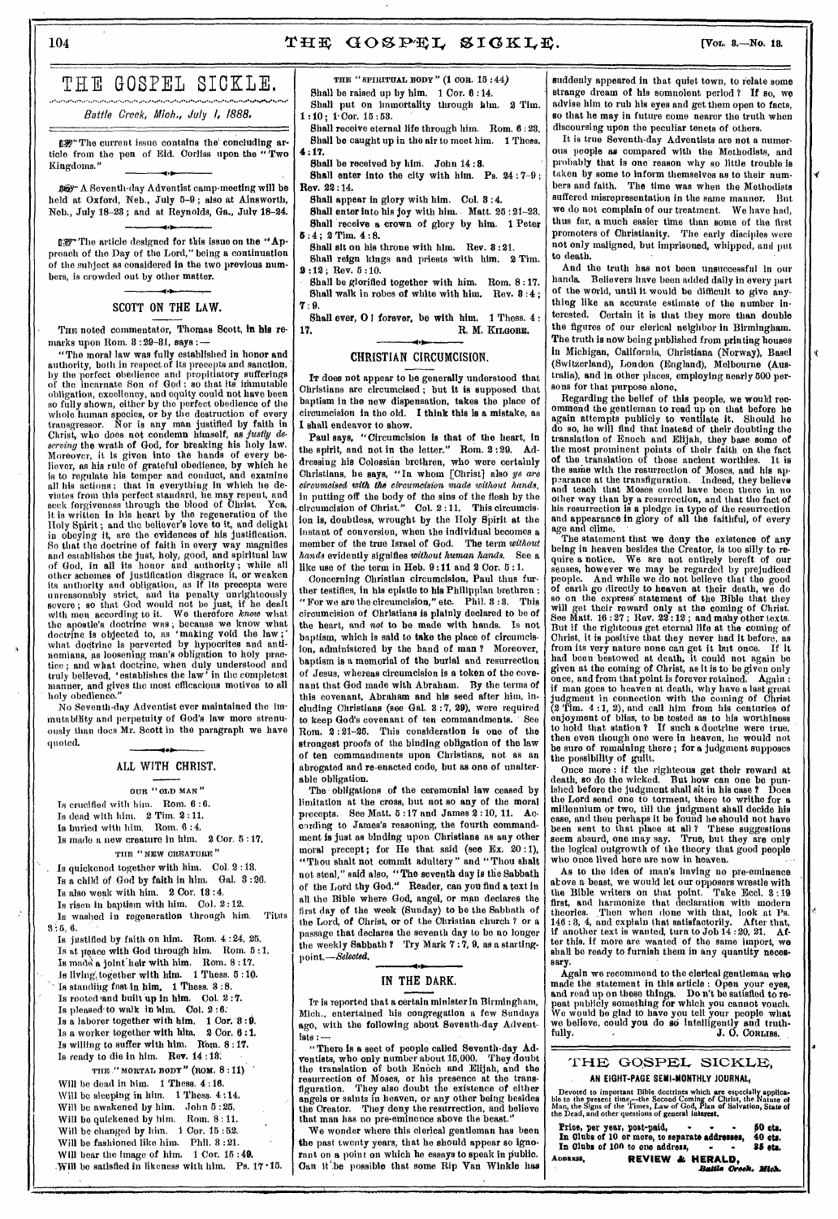# THE GOSPEL SICKLE.

*Battle Creek, Mich., July 1, 1888.*

☞ The current issue contains the concluding article from the pen of Eld. Corliss upon the "Two Kingdoms."

☞ A Seventh-day Adventist camp-meeting will be held at Oxford, Neb., July 5-9; also at Ainsworth, Neb., July 18-23; and at Reynolds, Ga., July 18-24.

☞ The article designed for this issue on the "Approach of the Day of the Lord," being a continuation of the subject as considered in the two previous numbers, is crowded out by other matter.

## SCOTT ON THE LAW.

The noted commentator, Thomas Scott, in his remarks upon Rom. 3:29-31, says:—

"The moral law was fully established in honor and authority, both in respect of its precepts and sanction, by the perfect obedience and propitiatory sufferings of the incarnate Son of God: so that its immutable obligation, excellency, and equity could not have been so fully shown, either by the perfect obedience of the whole human species, or by the destruction of every transgressor. Nor is any man justified by faith in Christ, who does not condemn himself, as *justly deserving* the wrath of God, for breaking his holy law. Moreover, it is given into the hands of every believer, as his rule of grateful obedience, by which he is to regulate his temper and conduct, and examine all his actions: that in everything in which he deviates from this perfect standard, he may repent, and seek forgiveness through the blood of Christ. Yea, it is written in his heart by the regeneration of the Holy Spirit; and the believer's love to it, and delight in obeying it, are the evidences of his justification. So that the doctrine of faith in every way magnifies and establishes the just, holy, good, and spiritual law of God, in all its honor and authority; while all other schemes of justification disgrace it, or weaken its authority and obligation, as if its precepts were unreasonably strict, and its penalty unrighteously severe; so that God would not be just, if he dealt with men according to it. We therefore *know* what the apostle's doctrine was; because we know what doctrine is objected to, as 'making void the law;' what doctrine is perverted by hypocrites and antinomians, as loosening man's obligation to holy practice; and what doctrine, when duly understood and truly believed, 'establishes the law' in the completest manner, and gives the most efficacious motives to all holy obedience."

No Seventh-day Adventist ever maintained the immutability and perpetuity of God's law more strenuously than does Mr. Scott in the paragraph we have quoted.

## ALL WITH CHRIST.

OUR "OLD MAN"

Is crucified with him. Rom. 6:6.
Is dead with him. 2 Tim. 2:11.
Is buried with him. Rom. 6:4.
Is made a new creature in him. 2 Cor. 5:17.

THE "NEW CREATURE"

Is quickened together with him. Col. 2:13.
Is a child of God by faith in him. Gal. 3:26.
Is also weak with him. 2 Cor. 13:4.
Is risen in baptism with him. Col. 2:12.
Is washed in regeneration through him. Titus 3:5, 6.
Is justified by faith on him. Rom. 4:24, 25.
Is at peace with God through him. Rom. 5:1.
Is made a joint heir with him. Rom. 8:17.
Is living together with him. 1 Thess. 5:10.
Is standing fast in him. 1 Thess. 3:8.
Is rooted and built up in him. Col. 2:7.
Is pleased to walk in him. Col. 2:6.
Is a laborer together with him. 1 Cor. 3:9.
Is a worker together with him. 2 Cor. 6:1.
Is willing to suffer with him. Rom. 8:17.
Is ready to die in him. Rev. 14:13.

THE "MORTAL BODY" (ROM. 8:11)

Will be dead in him. 1 Thess. 4:16.
Will be sleeping in him. 1 Thess. 4:14.
Will be awakened by him. John 5:25.
Will be quickened by him. Rom. 8:11.
Will be changed by him. 1 Cor. 15:52.
Will be fashioned like him. Phil. 3:21.
Will bear the image of him. 1 Cor. 15:49.
Will be satisfied in likeness with him. Ps. 17:15.

THE "SPIRITUAL BODY" (1 COR. 15:44)

Shall be raised up by him. 1 Cor. 6:14.
Shall put on immortality through him. 2 Tim. 1:10; 1 Cor. 15:53.
Shall receive eternal life through him. Rom. 6:23.
Shall be caught up in the air to meet him. 1 Thess. 4:17.
Shall be received by him. John 14:3.
Shall enter into the city with him. Ps. 24:7-9; Rev. 22:14.
Shall appear in glory with him. Col. 3:4.
Shall enter into his joy with him. Matt. 25:21-23.
Shall receive a crown of glory by him. 1 Peter 5:4; 2 Tim. 4:8.
Shall sit on his throne with him. Rev. 3:21.
Shall reign kings and priests with him. 2 Tim. 2:12; Rev. 5:10.
Shall be glorified together with him. Rom. 8:17.
Shall walk in robes of white with him. Rev. 3:4; 7:9.
Shall ever, O! forever, be with him. 1 Thess. 4:17.

R. M. KILGORE.

## CHRISTIAN CIRCUMCISION.

It does not appear to be generally understood that Christians are circumcised; but it is supposed that baptism in the new dispensation, takes the place of circumcision in the old. I think this is a mistake, as I shall endeavor to show.

Paul says, "Circumcision is that of the heart, in the spirit, and not in the letter." Rom. 2:29. Addressing his Colossian brethren, who were certainly Christians, he says, "In whom [Christ] also *ye are circumcised with the circumcision made without hands*, in putting off the body of the sins of the flesh by the circumcision of Christ." Col. 2:11. This circumcision is, doubtless, wrought by the Holy Spirit at the instant of conversion, when the individual becomes a member of the true Israel of God. The term *without hands* evidently signifies *without human hands*. See a like use of the term in Heb. 9:11 and 2 Cor. 5:1.

Concerning Christian circumcision, Paul thus further testifies, in his epistle to his Philippian brethren: "For we are the circumcision," etc. Phil. 3:3. This circumcision of Christians is plainly declared to be of the heart, and *not* to be made with hands. Is not baptism, which is said to take the place of circumcision, administered by the hand of man? Moreover, baptism is a memorial of the burial and resurrection of Jesus, whereas circumcision is a token of the covenant that God made with Abraham. By the terms of this covenant, Abraham and his seed after him, including Christians (see Gal. 3:7, 29), were required to keep God's covenant of ten commandments. See Rom. 2:21-25. This consideration is one of the strongest proofs of the binding obligation of the law of ten commandments upon Christians, not as an abrogated and re-enacted code, but as one of unalterable obligation.

The obligations of the ceremonial law ceased by limitation at the cross, but not so any of the moral precepts. See Matt. 5:17 and James 2:10, 11. According to James's reasoning, the fourth commandment is just as binding upon Christians as any other moral precept; for He that said (see Ex. 20:1), "Thou shalt not commit adultery" and "Thou shalt not steal," said also, "The seventh day is the Sabbath of the Lord thy God." Reader, can you find a text in all the Bible where God, angel, or man declares the first day of the week (Sunday) to be the Sabbath of the Lord, of Christ, or of the Christian church? or a passage that declares the seventh day to be no longer the weekly Sabbath? Try Mark 7:7, 9, as a starting-point.—*Selected.*

## IN THE DARK.

It is reported that a certain minister in Birmingham, Mich., entertained his congregation a few Sundays ago, with the following about Seventh-day Adventists:—

"There is a sect of people called Seventh-day Adventists, who only number about 15,000. They doubt the translation of both Enoch and Elijah, and the resurrection of Moses, or his presence at the transfiguration. They also doubt the existence of either angels or saints in heaven, or any other being besides the Creator. They deny the resurrection, and believe that man has no pre-eminence above the beast."

We wonder where this clerical gentleman has been the past twenty years, that he should appear so ignorant on a point on which he essays to speak in public. Can it be possible that some Rip Van Winkle has suddenly appeared in that quiet town, to relate some strange dream of his somnolent period? If so, we advise him to rub his eyes and get them open to facts, so that he may in future come nearer the truth when discoursing upon the peculiar tenets of others.

It is true Seventh-day Adventists are not a numerous people as compared with the Methodists, and probably that is one reason why so little trouble is taken by some to inform themselves as to their numbers and faith. The time was when the Methodists suffered misrepresentation in the same manner. But we do not complain of our treatment. We have had, thus far, a much easier time than some of the first promoters of Christianity. The early disciples were not only maligned, but imprisoned, whipped, and put to death.

And the truth has not been unsuccessful in our hands. Believers have been added daily in every part of the world, until it would be difficult to give anything like an accurate estimate of the number interested. Certain it is that they more than double the figures of our clerical neighbor in Birmingham. The truth is now being published from printing houses in Michigan, California, Christiana (Norway), Basel (Switzerland), London (England), Melbourne (Australia), and in other places, employing nearly 500 persons for that purpose alone.

Regarding the belief of this people, we would recommend the gentleman to read up on that before he again attempts publicly to ventilate it. Should he do so, he will find that instead of their doubting the translation of Enoch and Elijah, they base some of the most prominent points of their faith on the fact of the translation of those ancient worthies. It is the same with the resurrection of Moses, and his appearance at the transfiguration. Indeed, they believe and teach that Moses could have been there in no other way than by a resurrection, and that the fact of his resurrection is a pledge in type of the resurrection and appearance in glory of all the faithful, of every age and clime.

The statement that we deny the existence of any being in heaven besides the Creator, is too silly to require a notice. We are not entirely bereft of our senses, however we may be regarded by prejudiced people. And while we do not believe that the good of earth go directly to heaven at their death, we do so on the express statement of the Bible that they will get their reward only at the coming of Christ. See Matt. 16:27; Rev. 22:12; and many other texts. But if the righteous get eternal life at the coming of Christ, it is positive that they never had it before, as from its very nature none can get it but once. If it had been bestowed at death, it could not again be given at the coming of Christ, as it is to be given only once, and from that point is forever retained. Again: if man goes to heaven at death, why have a last great judgment in connection with the coming of Christ (2 Tim. 4:1, 2), and call him from his centuries of enjoyment of bliss, to be tested as to his worthiness to hold that station? If such a doctrine were true, then even though one were in heaven, he would not be sure of remaining there; for a judgment supposes the possibility of guilt.

Once more: if the righteous get their reward at death, so do the wicked. But how can one be punished before the judgment shall sit in his case? Does the Lord send one to torment, there to writhe for a millennium or two, till the judgment shall decide his case, and then perhaps it be found he should not have been sent to that place at all? These suggestions seem absurd, one may say. True, but they are only the logical outgrowth of the theory that good people who once lived here are now in heaven.

As to the idea of man's having no pre-eminence above a beast, we would let our opposers wrestle with the Bible writers on that point. Take Eccl. 3:19 first, and harmonize that declaration with modern theories. Then when done with that, look at Ps. 146:3, 4, and explain that satisfactorily. After that, if another text is wanted, turn to Job 14:20, 21. After this, if more are wanted of the same import, we shall be ready to furnish them in any quantity necessary.

Again we recommend to the clerical gentleman who made the statement in this article: Open your eyes, and read up on these things. Don't be satisfied to repeat publicly something for which you cannot vouch. We would be glad to have you tell your people what we believe, could you do so intelligently and truthfully.

J. O. CORLISS.

---

# THE GOSPEL SICKLE,

**AN EIGHT-PAGE SEMI-MONTHLY JOURNAL,**

Devoted to important Bible doctrines which are especially applicable to the present time,—the Second Coming of Christ, the Nature of Man, the Signs of the Times, Law of God, Plan of Salvation, State of the Dead, and other questions of general interest.

**Price, per year, post-paid, . . . . 50 cts.**
**In Clubs of 10 or more, to separate addresses, 40 cts.**
**In Clubs of 100 to one address, . . . 35 cts.**

ADDRESS, **REVIEW & HERALD,** *Battle Creek, Mich.*